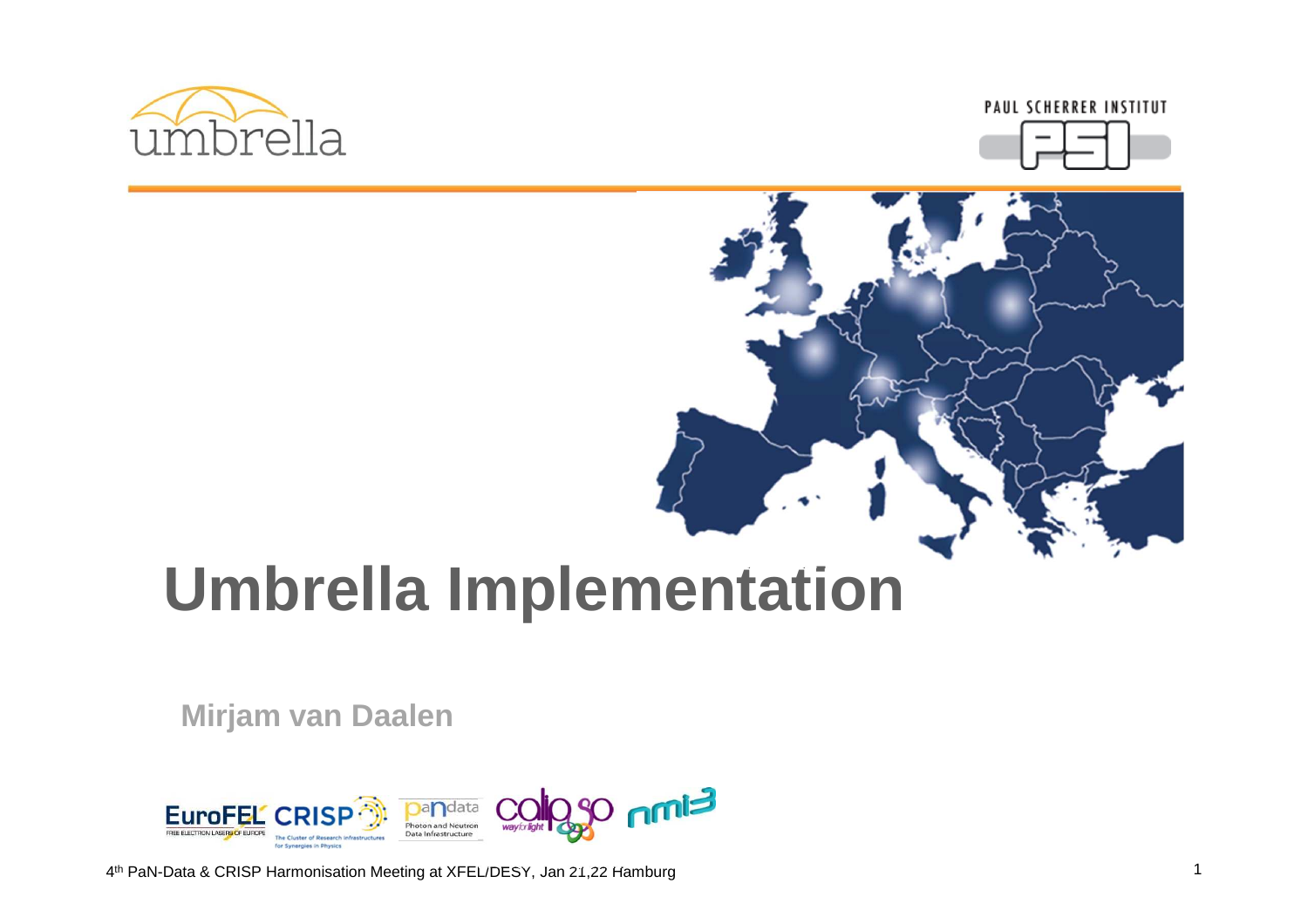# Umbrella Implementation

**Mirjam van Daalen**

4th PaN-Data & CRISP Harmonisation Meeting at XFEL/DESY, Jan 21,22 Hamburg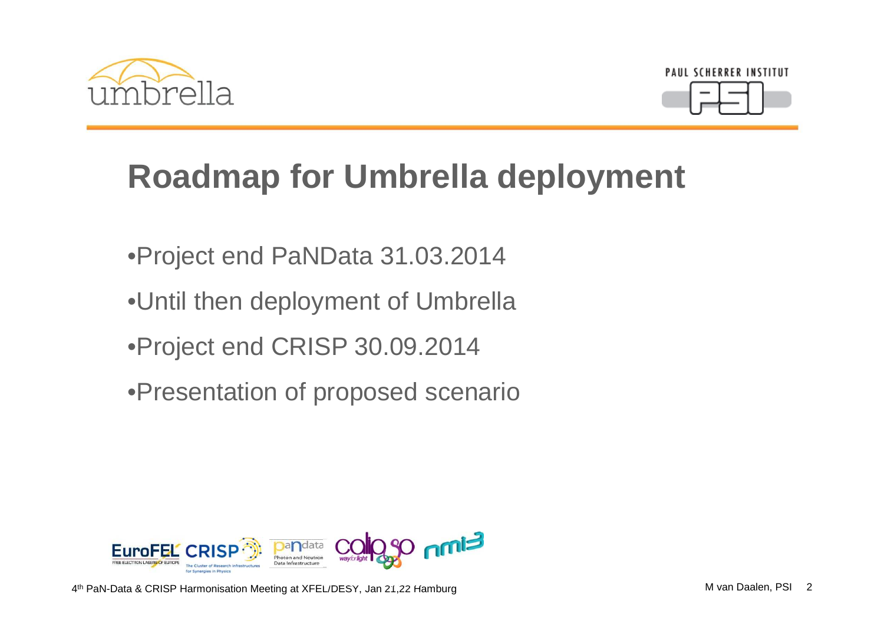# Roadmap for Umbrella deployment

- Project end PaNData 31.03.2014
- Until then deployment of Umbrella
- Project end CRISP 30.09.2014
- Presentation of proposed scenario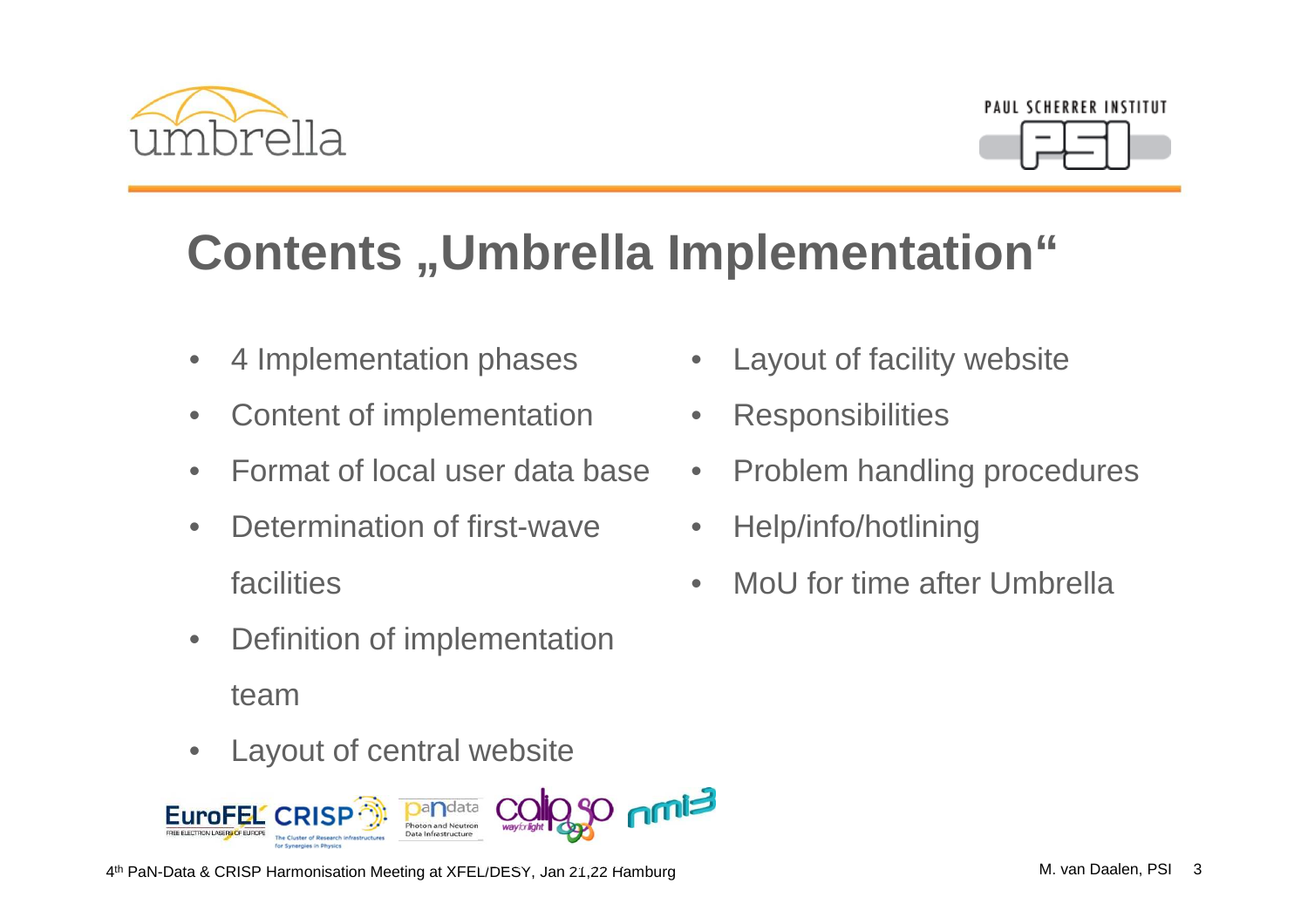# Contents „Umbrella Implementation"

- 4 Implementation phases
- Content of implementation
- Format of local user data base
- Determination of first-wave facilities
- Definition of implementation team
- Layout of central website
- Layout of facility website
- Responsibilities
- Problem handling procedures
- Help/info/hotlining
- MoU for time after Umbrella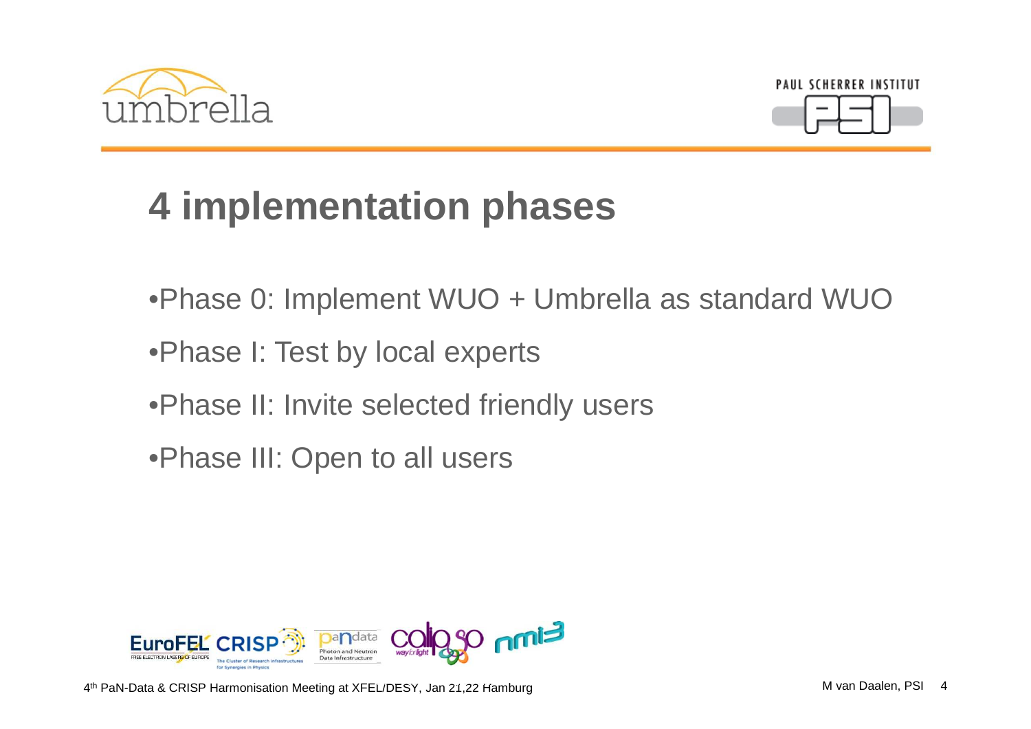# 4 implementation phases

- Phase 0: Implement WUO + Umbrella as standard WUO
- Phase I: Test by local experts
- Phase II: Invite selected friendly users
- Phase III: Open to all users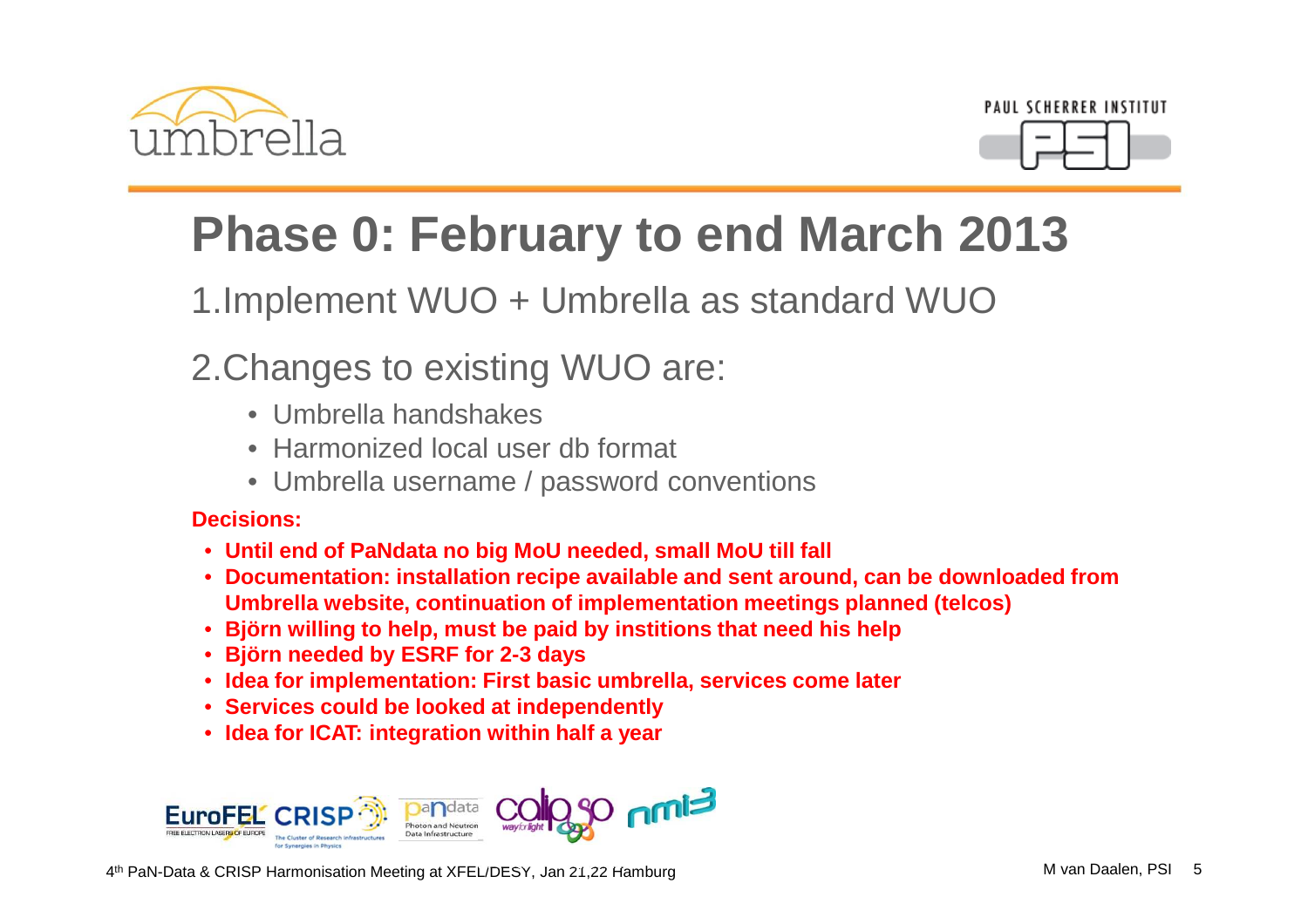# Phase 0: February to end March 2013

1. Implement WUO + Umbrella as standard WUO

2. Changes to existing WUO are:
   - Umbrella handshakes
   - Harmonized local user db format
   - Umbrella username / password conventions

**Decisions:**

- **Until end of PaNdata no big MoU needed, small MoU till fall**
- **Documentation: installation recipe available and sent around, can be downloaded from Umbrella website, continuation of implementation meetings planned (telcos)**
- **Björn willing to help, must be paid by institions that need his help**
- **Björn needed by ESRF for 2-3 days**
- **Idea for implementation: First basic umbrella, services come later**
- **Services could be looked at independently**
- **Idea for ICAT: integration within half a year**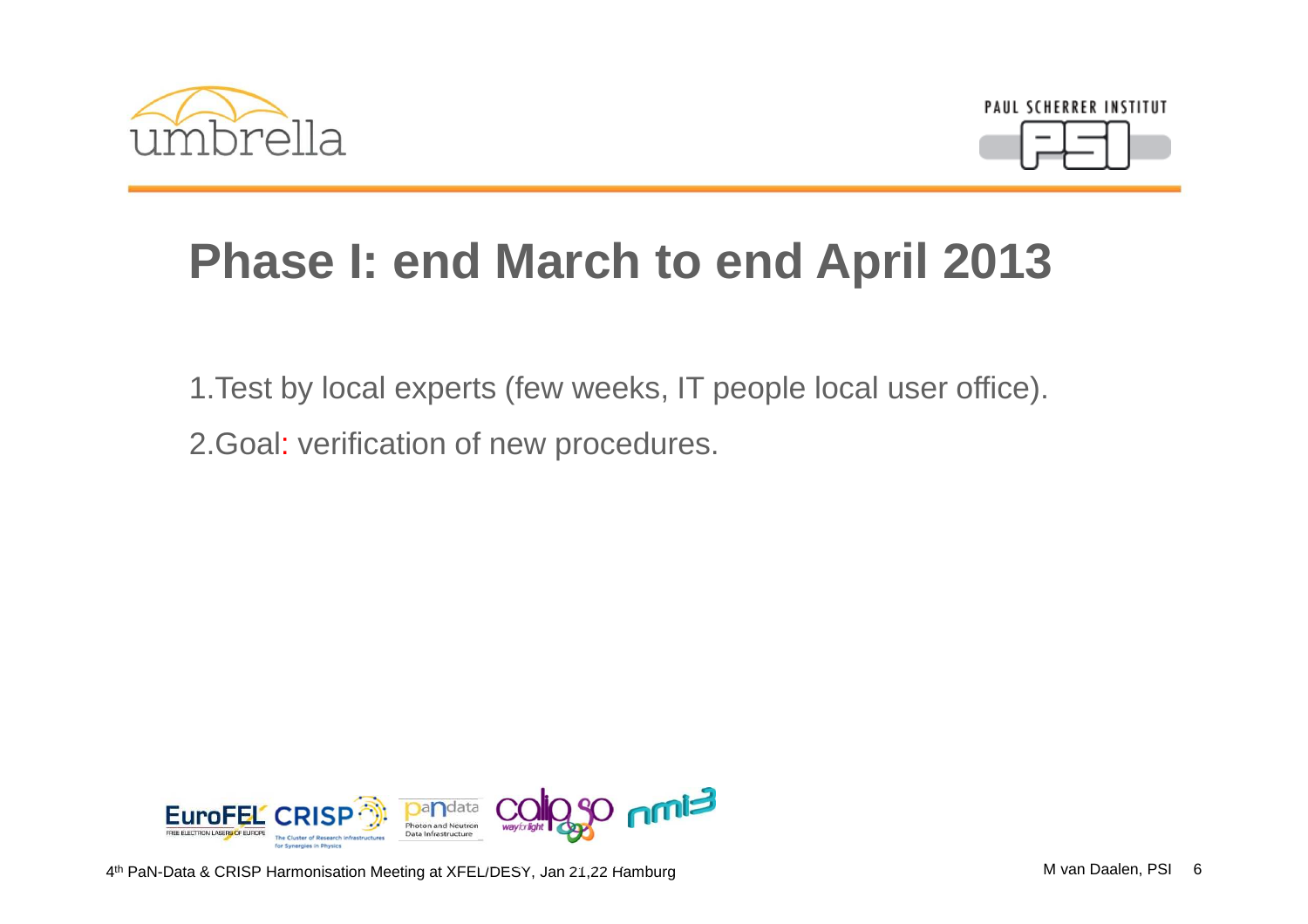# Phase I: end March to end April 2013

1. Test by local experts (few weeks, IT people local user office).
2. Goal: verification of new procedures.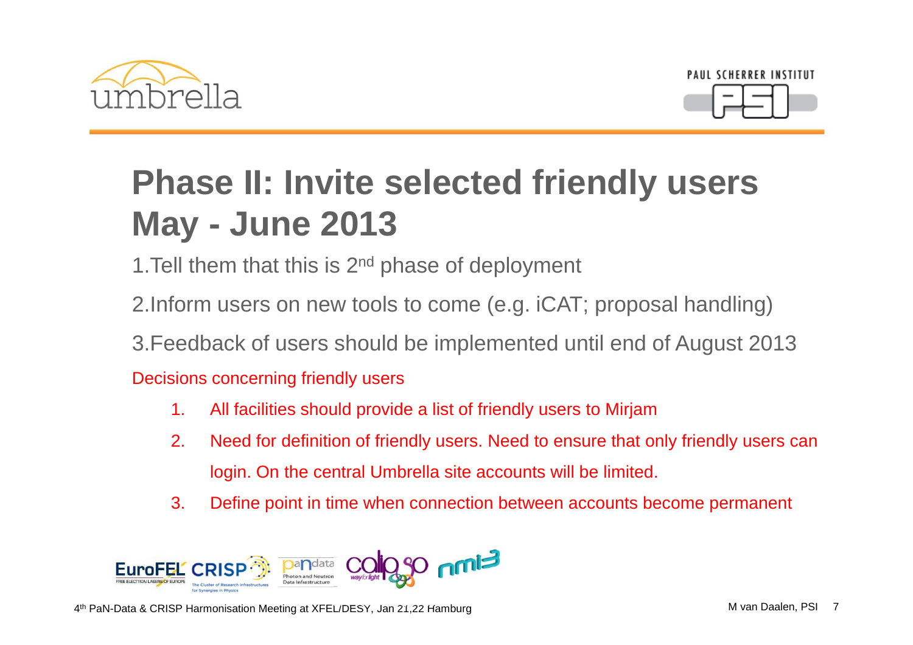# Phase II: Invite selected friendly users May - June 2013

1. Tell them that this is 2nd phase of deployment
2. Inform users on new tools to come (e.g. iCAT; proposal handling)
3. Feedback of users should be implemented until end of August 2013

Decisions concerning friendly users

1. All facilities should provide a list of friendly users to Mirjam
2. Need for definition of friendly users. Need to ensure that only friendly users can login. On the central Umbrella site accounts will be limited.
3. Define point in time when connection between accounts become permanent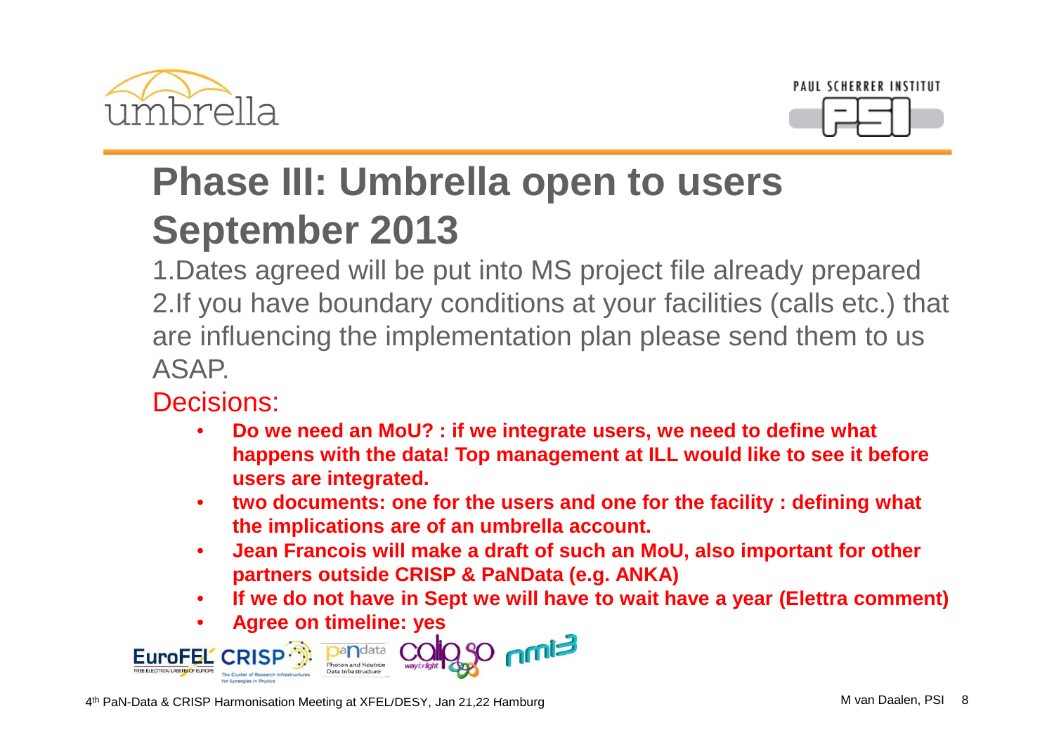# Phase III: Umbrella open to users September 2013

1. Dates agreed will be put into MS project file already prepared
2. If you have boundary conditions at your facilities (calls etc.) that are influencing the implementation plan please send them to us ASAP.

Decisions:

- **Do we need an MoU? : if we integrate users, we need to define what happens with the data! Top management at ILL would like to see it before users are integrated.**
- **two documents: one for the users and one for the facility : defining what the implications are of an umbrella account.**
- **Jean Francois will make a draft of such an MoU, also important for other partners outside CRISP & PaNData (e.g. ANKA)**
- **If we do not have in Sept we will have to wait have a year (Elettra comment)**
- **Agree on timeline: yes**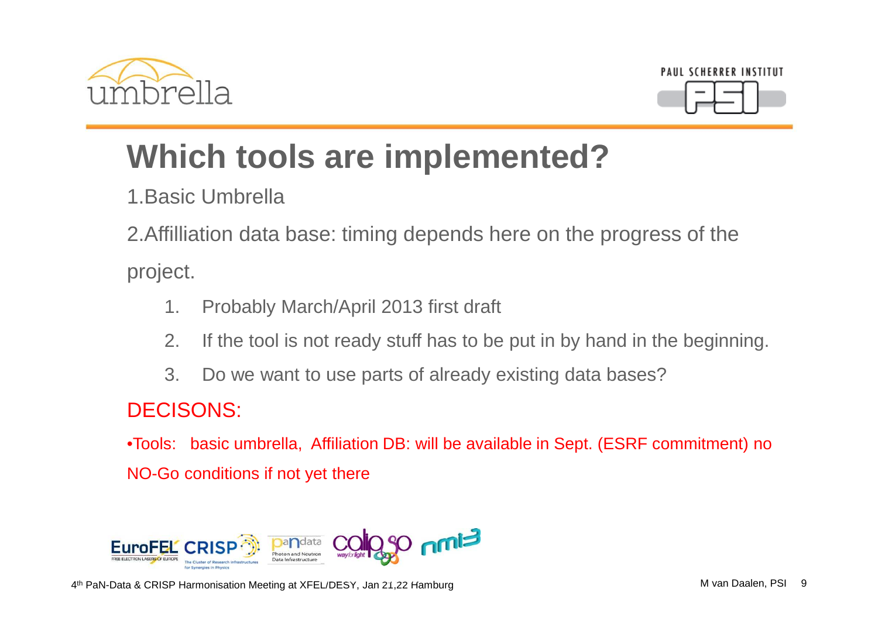# Which tools are implemented?

1. Basic Umbrella
2. Affilliation data base: timing depends here on the progress of the project.
   1. Probably March/April 2013 first draft
   2. If the tool is not ready stuff has to be put in by hand in the beginning.
   3. Do we want to use parts of already existing data bases?

DECISONS:

- Tools: basic umbrella, Affiliation DB: will be available in Sept. (ESRF commitment) no NO-Go conditions if not yet there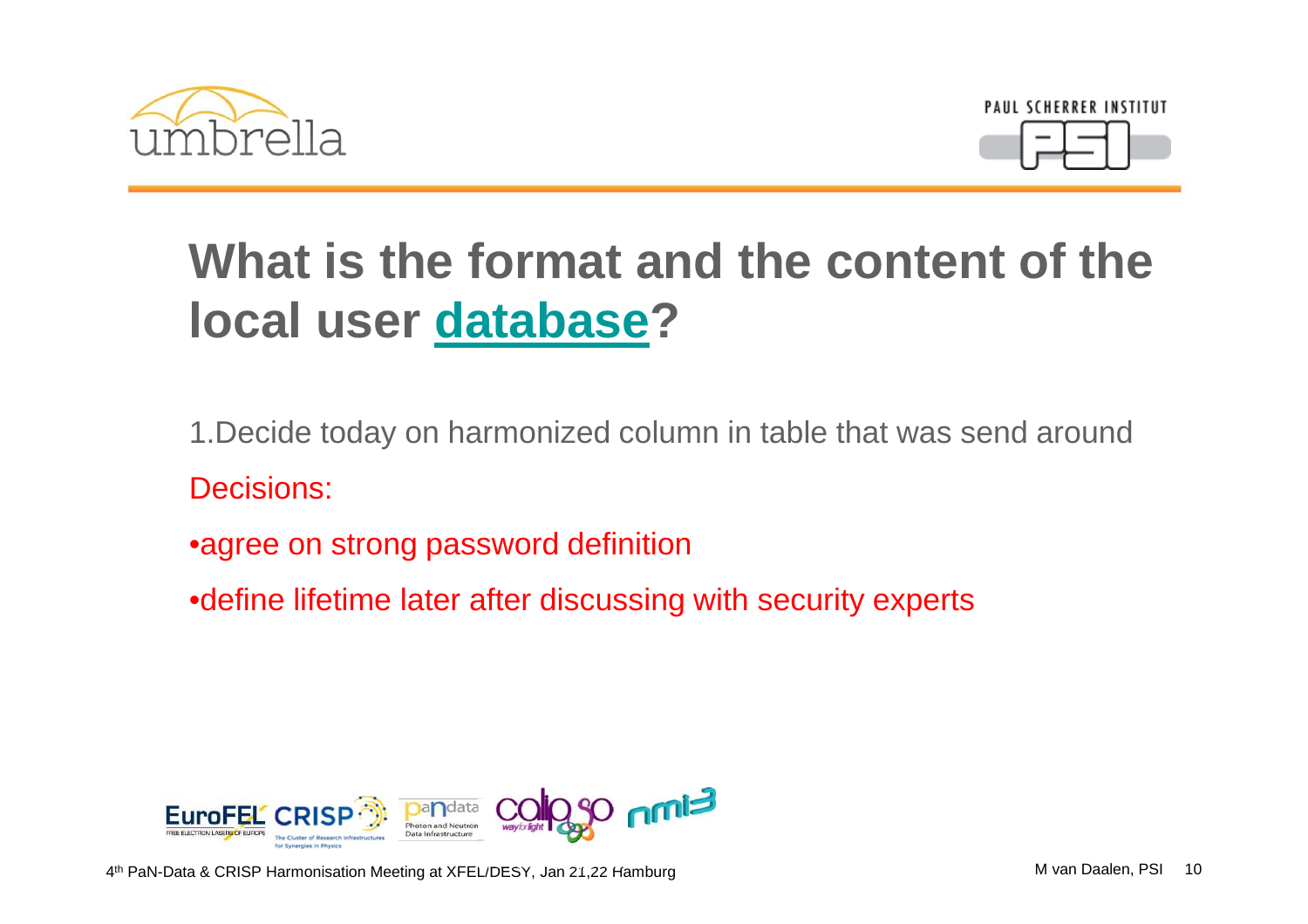# What is the format and the content of the local user database?

1. Decide today on harmonized column in table that was send around

Decisions:

- agree on strong password definition
- define lifetime later after discussing with security experts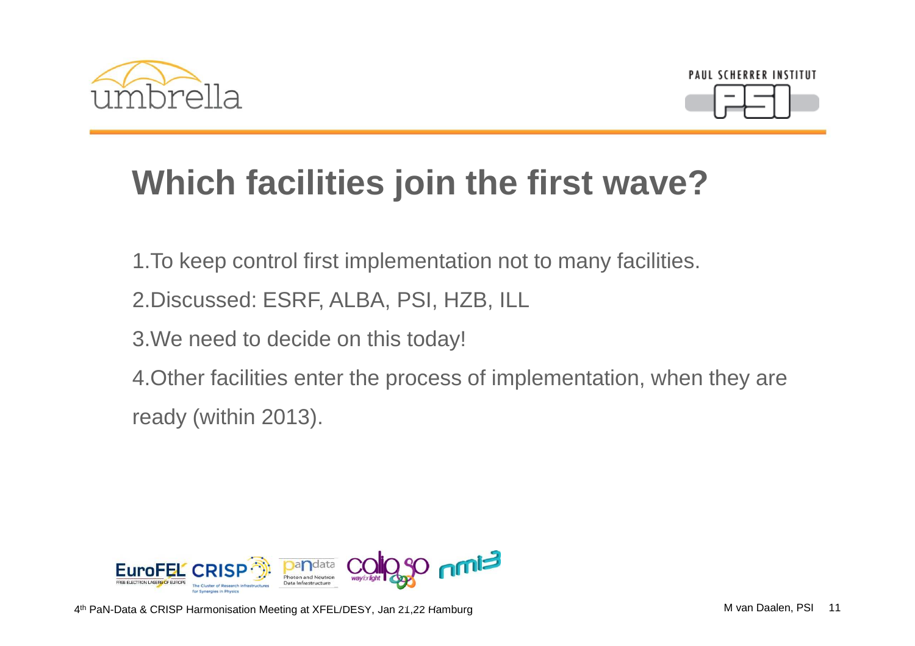# Which facilities join the first wave?

1. To keep control first implementation not to many facilities.
2. Discussed: ESRF, ALBA, PSI, HZB, ILL
3. We need to decide on this today!
4. Other facilities enter the process of implementation, when they are ready (within 2013).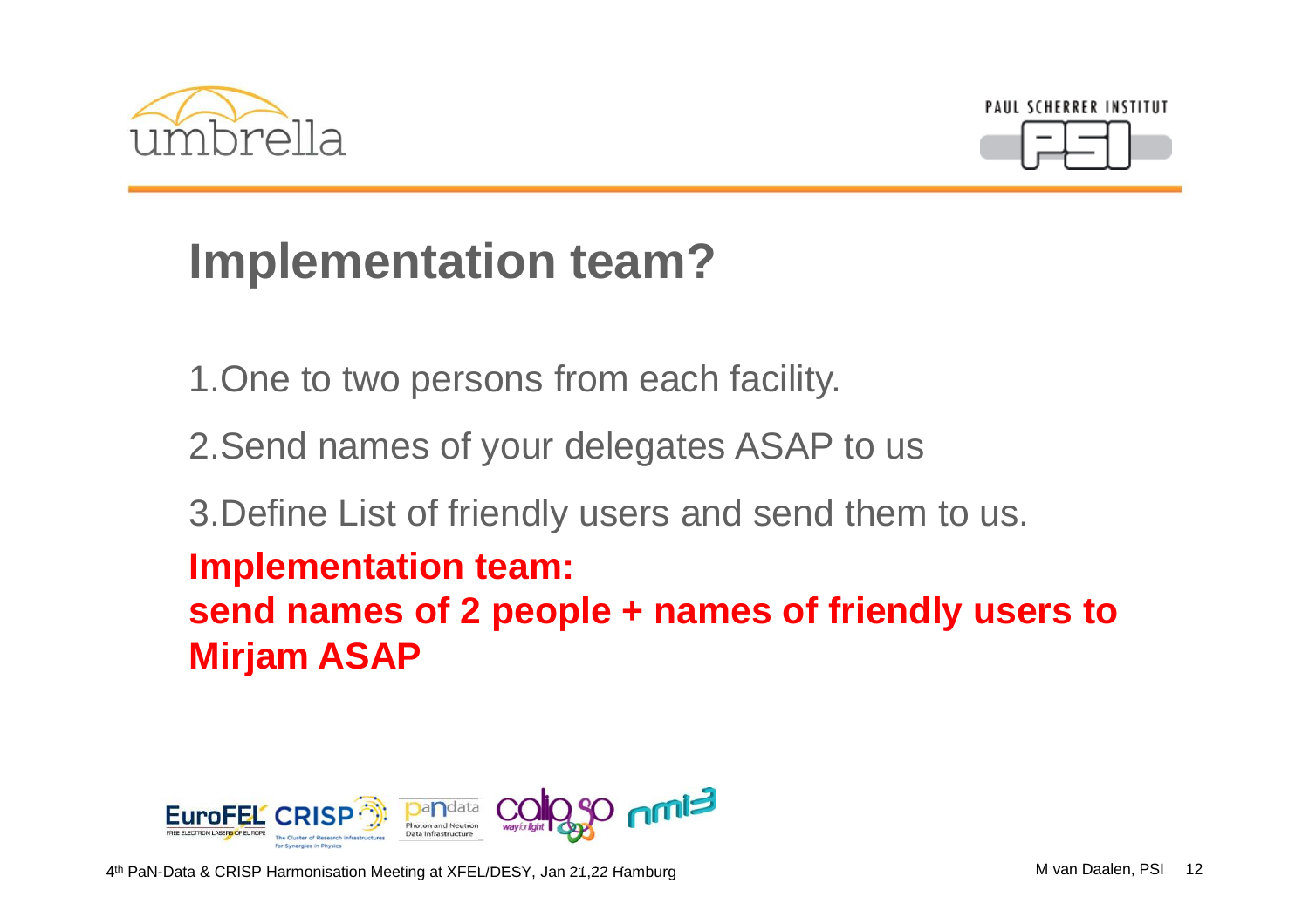# Implementation team?

1. One to two persons from each facility.
2. Send names of your delegates ASAP to us
3. Define List of friendly users and send them to us.

**Implementation team:**
**send names of 2 people + names of friendly users to Mirjam ASAP**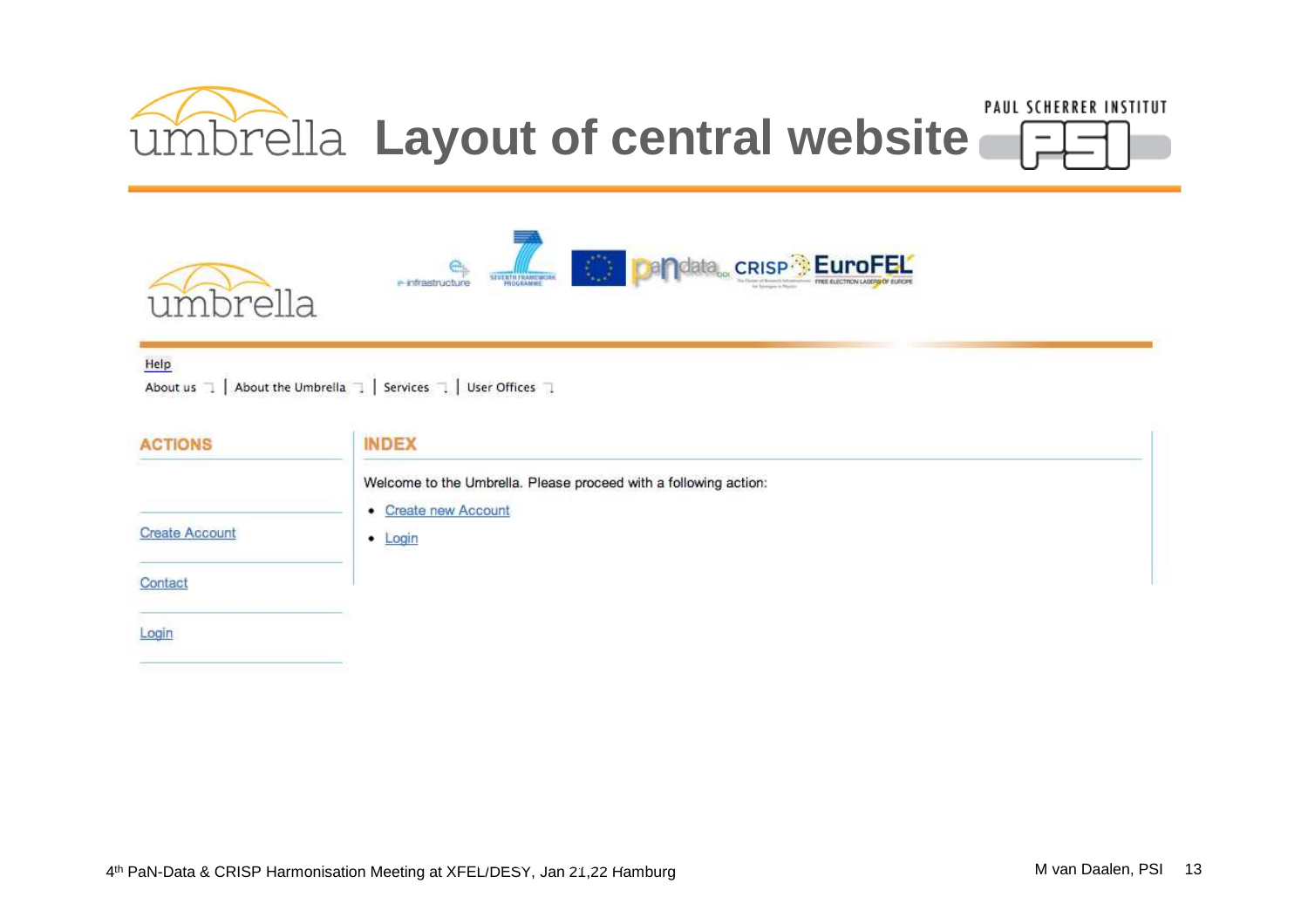# Layout of central website

umbrella

e-infrastructure

Help

About us | About the Umbrella | Services | User Offices

## ACTIONS

Create Account

Contact

Login

## INDEX

Welcome to the Umbrella. Please proceed with a following action:

- Create new Account
- Login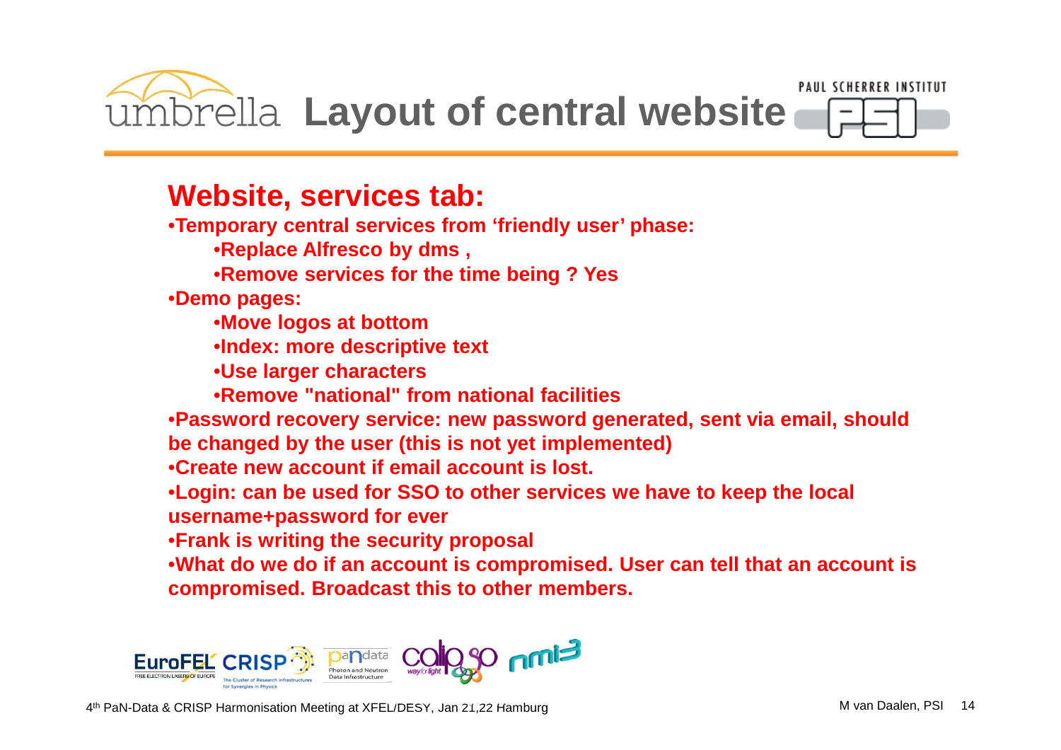# umbrella Layout of central website

PAUL SCHERRER INSTITUT

## Website, services tab:

- Temporary central services from 'friendly user' phase:
  - Replace Alfresco by dms ,
  - Remove services for the time being ? Yes
- Demo pages:
  - Move logos at bottom
  - Index: more descriptive text
  - Use larger characters
  - Remove "national" from national facilities
- Password recovery service: new password generated, sent via email, should be changed by the user (this is not yet implemented)
- Create new account if email account is lost.
- Login: can be used for SSO to other services we have to keep the local username+password for ever
- Frank is writing the security proposal
- What do we do if an account is compromised. User can tell that an account is compromised. Broadcast this to other members.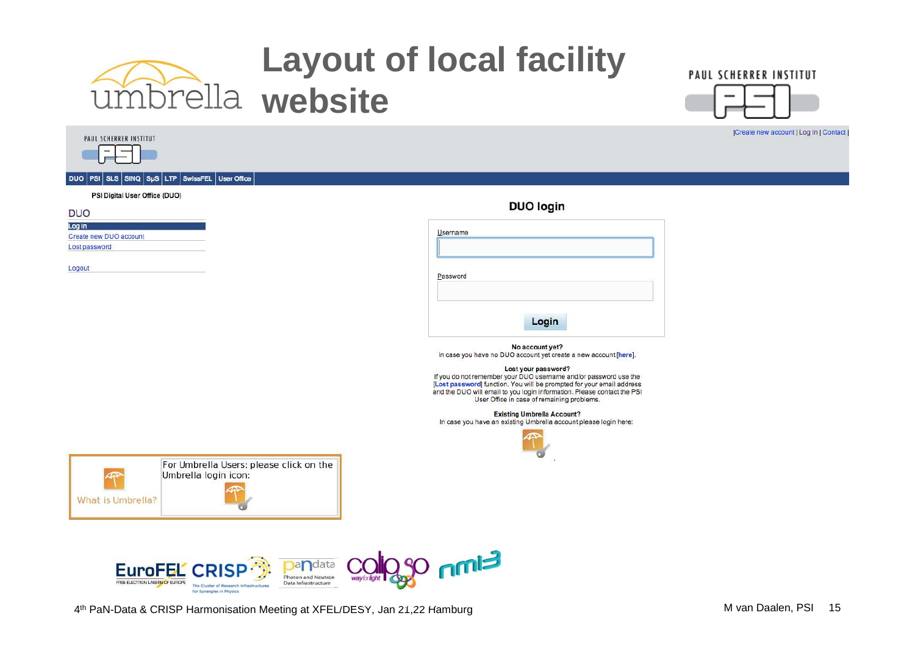# Layout of local facility website

PAUL SCHERRER INSTITUT

|Create new account | Log in | Contact |

DUO | PSI | SLS | SINQ | SμS | LTP | SwissFEL | User Office

PSI Digital User Office (DUO)

**DUO**

- Log in
- Create new DUO account
- Lost password
- Logout

## DUO login

Username

Password

Login

**No account yet?**
In case you have no DUO account yet create a new account [here].

**Lost your password?**
If you do not remember your DUO username and/or password use the [Lost password] function. You will be prompted for your email address and the DUO will email to you login information. Please contact the PSI User Office in case of remaining problems.

**Existing Umbrella Account?**
In case you have an existing Umbrella account please login here:

What is Umbrella?

For Umbrella Users: please click on the Umbrella login icon: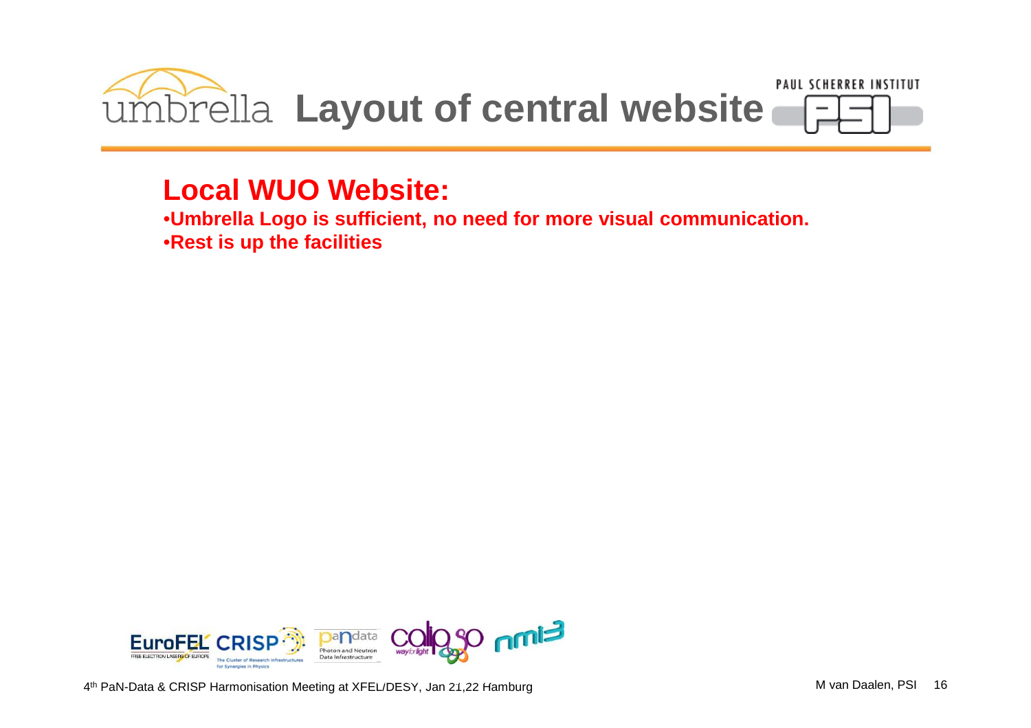# Layout of central website

## Local WUO Website:

- **Umbrella Logo is sufficient, no need for more visual communication.**
- **Rest is up the facilities**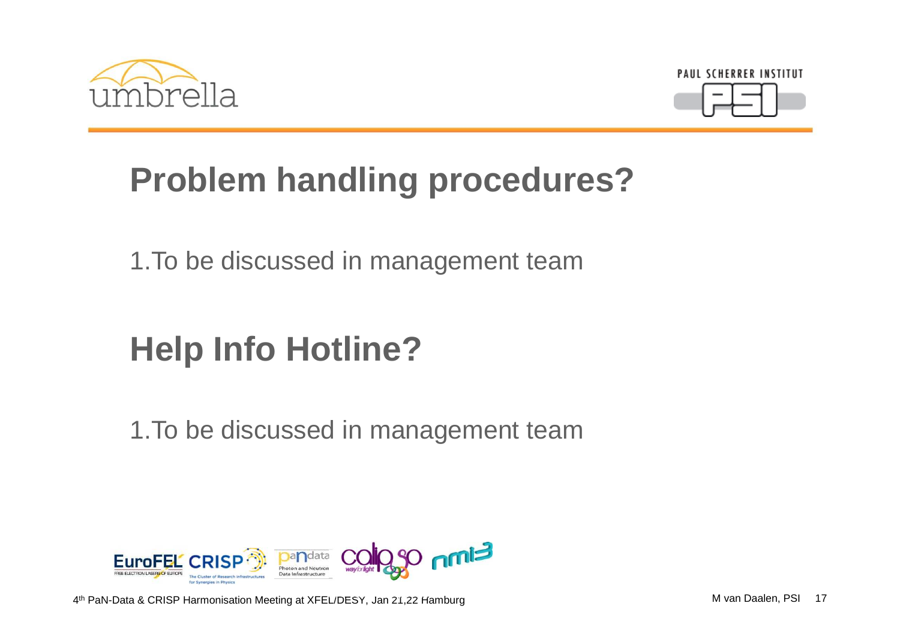# Problem handling procedures?

1. To be discussed in management team

# Help Info Hotline?

1. To be discussed in management team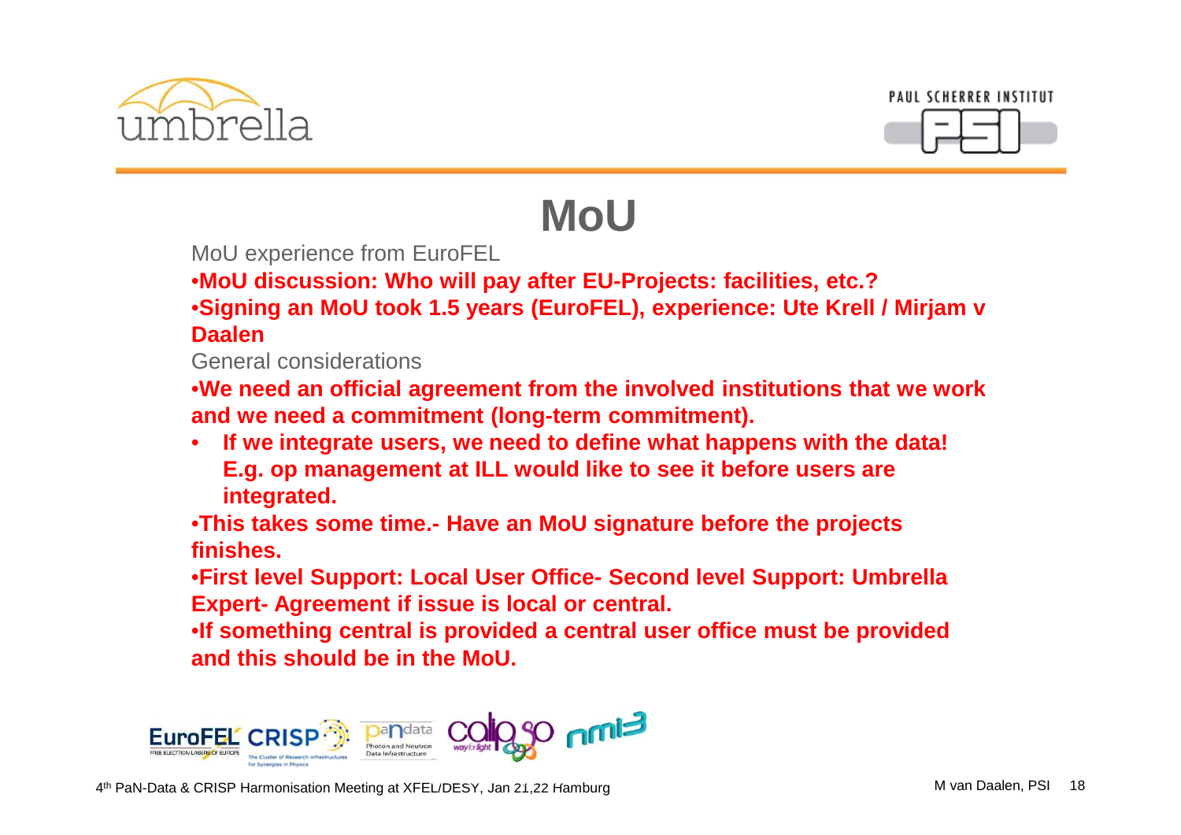# MoU

MoU experience from EuroFEL

- **MoU discussion: Who will pay after EU-Projects: facilities, etc.?**
- **Signing an MoU took 1.5 years (EuroFEL), experience: Ute Krell / Mirjam v Daalen**

General considerations

- **We need an official agreement from the involved institutions that we work and we need a commitment (long-term commitment).**
  - **If we integrate users, we need to define what happens with the data! E.g. op management at ILL would like to see it before users are integrated.**
- **This takes some time.- Have an MoU signature before the projects finishes.**
- **First level Support: Local User Office- Second level Support: Umbrella Expert- Agreement if issue is local or central.**
- **If something central is provided a central user office must be provided and this should be in the MoU.**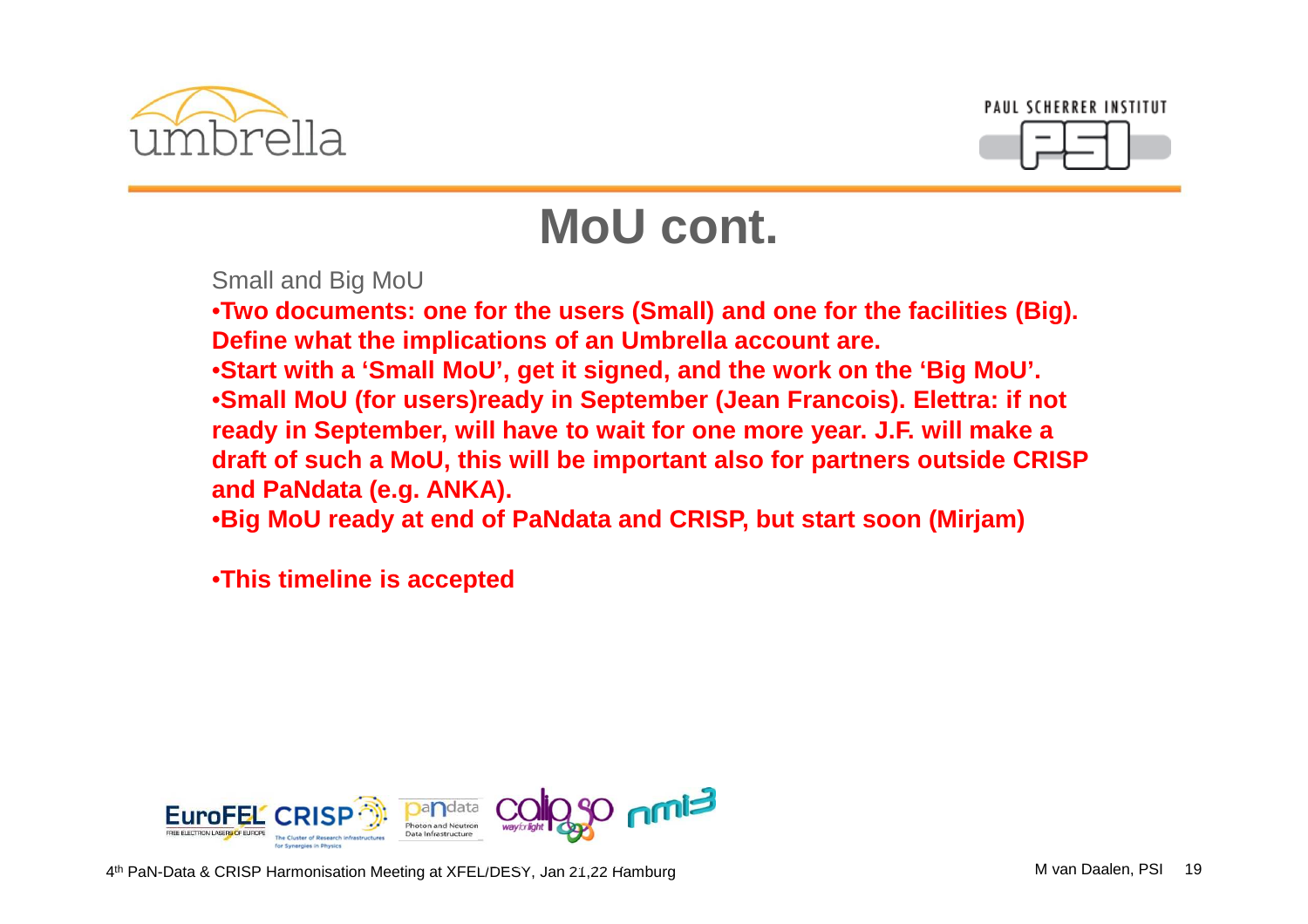# MoU cont.

Small and Big MoU

- **Two documents: one for the users (Small) and one for the facilities (Big). Define what the implications of an Umbrella account are.**
- **Start with a 'Small MoU', get it signed, and the work on the 'Big MoU'.**
- **Small MoU (for users)ready in September (Jean Francois). Elettra: if not ready in September, will have to wait for one more year. J.F. will make a draft of such a MoU, this will be important also for partners outside CRISP and PaNdata (e.g. ANKA).**
- **Big MoU ready at end of PaNdata and CRISP, but start soon (Mirjam)**

- **This timeline is accepted**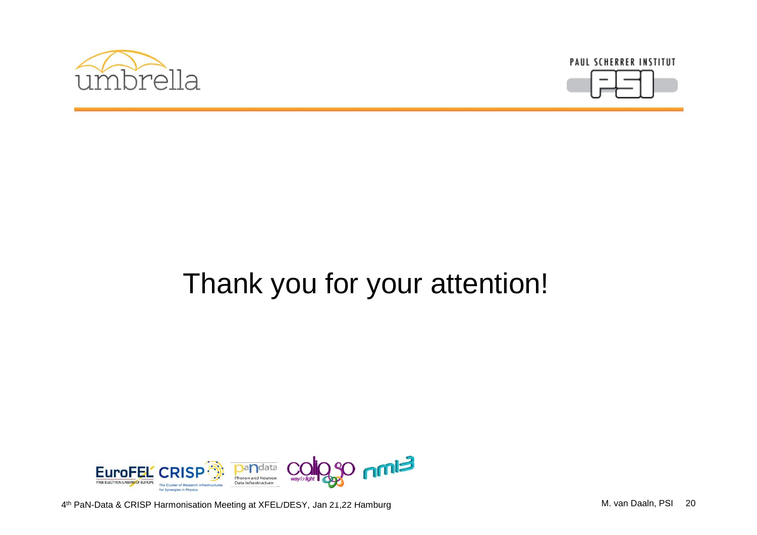Thank you for your attention!